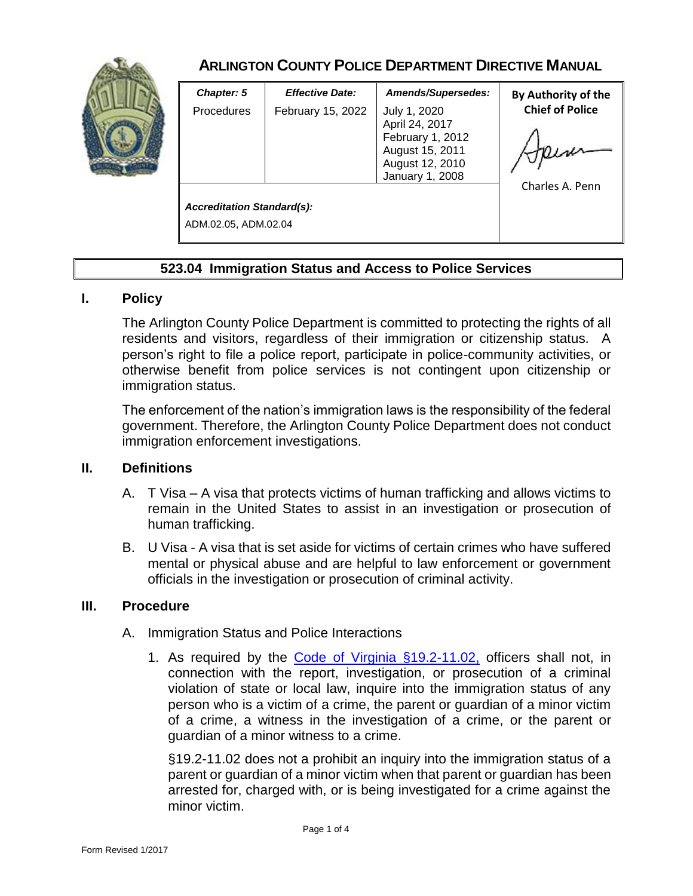# ARLINGTON COUNTY POLICE DEPARTMENT DIRECTIVE MANUAL

| *Chapter: 5* | *Effective Date:* | *Amends/Supersedes:* | **By Authority of the Chief of Police** |
|---|---|---|---|
| Procedures | February 15, 2022 | July 1, 2020<br>April 24, 2017<br>February 1, 2012<br>August 15, 2011<br>August 12, 2010<br>January 1, 2008 | Charles A. Penn |
| ***Accreditation Standard(s):***<br>ADM.02.05, ADM.02.04 | | | |

## 523.04 Immigration Status and Access to Police Services

### I. Policy

The Arlington County Police Department is committed to protecting the rights of all residents and visitors, regardless of their immigration or citizenship status. A person's right to file a police report, participate in police-community activities, or otherwise benefit from police services is not contingent upon citizenship or immigration status.

The enforcement of the nation's immigration laws is the responsibility of the federal government. Therefore, the Arlington County Police Department does not conduct immigration enforcement investigations.

### II. Definitions

A. T Visa – A visa that protects victims of human trafficking and allows victims to remain in the United States to assist in an investigation or prosecution of human trafficking.

B. U Visa - A visa that is set aside for victims of certain crimes who have suffered mental or physical abuse and are helpful to law enforcement or government officials in the investigation or prosecution of criminal activity.

### III. Procedure

A. Immigration Status and Police Interactions

1. As required by the Code of Virginia §19.2-11.02, officers shall not, in connection with the report, investigation, or prosecution of a criminal violation of state or local law, inquire into the immigration status of any person who is a victim of a crime, the parent or guardian of a minor victim of a crime, a witness in the investigation of a crime, or the parent or guardian of a minor witness to a crime.

   §19.2-11.02 does not a prohibit an inquiry into the immigration status of a parent or guardian of a minor victim when that parent or guardian has been arrested for, charged with, or is being investigated for a crime against the minor victim.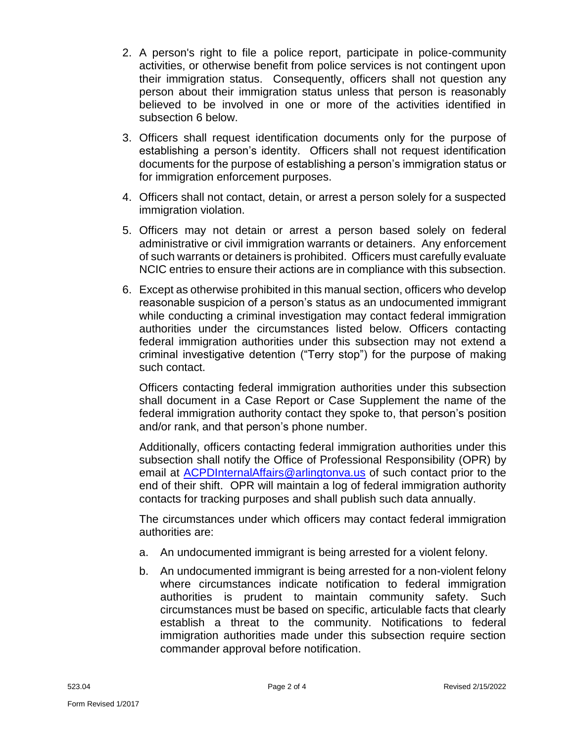2. A person's right to file a police report, participate in police-community activities, or otherwise benefit from police services is not contingent upon their immigration status. Consequently, officers shall not question any person about their immigration status unless that person is reasonably believed to be involved in one or more of the activities identified in subsection 6 below.

3. Officers shall request identification documents only for the purpose of establishing a person's identity. Officers shall not request identification documents for the purpose of establishing a person's immigration status or for immigration enforcement purposes.

4. Officers shall not contact, detain, or arrest a person solely for a suspected immigration violation.

5. Officers may not detain or arrest a person based solely on federal administrative or civil immigration warrants or detainers. Any enforcement of such warrants or detainers is prohibited. Officers must carefully evaluate NCIC entries to ensure their actions are in compliance with this subsection.

6. Except as otherwise prohibited in this manual section, officers who develop reasonable suspicion of a person's status as an undocumented immigrant while conducting a criminal investigation may contact federal immigration authorities under the circumstances listed below. Officers contacting federal immigration authorities under this subsection may not extend a criminal investigative detention ("Terry stop") for the purpose of making such contact.

   Officers contacting federal immigration authorities under this subsection shall document in a Case Report or Case Supplement the name of the federal immigration authority contact they spoke to, that person's position and/or rank, and that person's phone number.

   Additionally, officers contacting federal immigration authorities under this subsection shall notify the Office of Professional Responsibility (OPR) by email at [ACPDInternalAffairs@arlingtonva.us](mailto:ACPDInternalAffairs@arlingtonva.us) of such contact prior to the end of their shift. OPR will maintain a log of federal immigration authority contacts for tracking purposes and shall publish such data annually.

   The circumstances under which officers may contact federal immigration authorities are:

   a. An undocumented immigrant is being arrested for a violent felony.

   b. An undocumented immigrant is being arrested for a non-violent felony where circumstances indicate notification to federal immigration authorities is prudent to maintain community safety. Such circumstances must be based on specific, articulable facts that clearly establish a threat to the community. Notifications to federal immigration authorities made under this subsection require section commander approval before notification.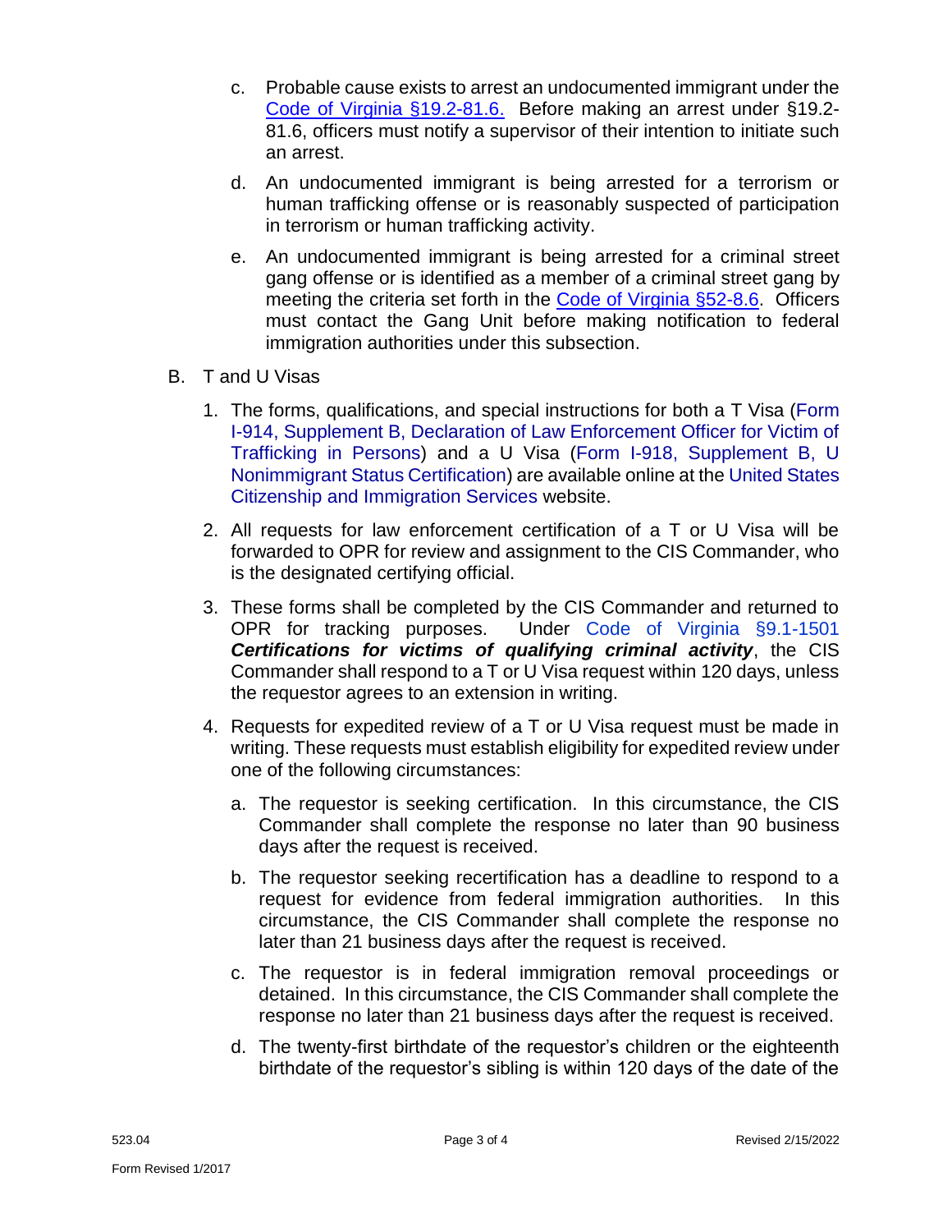c. Probable cause exists to arrest an undocumented immigrant under the Code of Virginia §19.2-81.6. Before making an arrest under §19.2-81.6, officers must notify a supervisor of their intention to initiate such an arrest.

d. An undocumented immigrant is being arrested for a terrorism or human trafficking offense or is reasonably suspected of participation in terrorism or human trafficking activity.

e. An undocumented immigrant is being arrested for a criminal street gang offense or is identified as a member of a criminal street gang by meeting the criteria set forth in the Code of Virginia §52-8.6. Officers must contact the Gang Unit before making notification to federal immigration authorities under this subsection.

B. T and U Visas

1. The forms, qualifications, and special instructions for both a T Visa (Form I-914, Supplement B, Declaration of Law Enforcement Officer for Victim of Trafficking in Persons) and a U Visa (Form I-918, Supplement B, U Nonimmigrant Status Certification) are available online at the United States Citizenship and Immigration Services website.

2. All requests for law enforcement certification of a T or U Visa will be forwarded to OPR for review and assignment to the CIS Commander, who is the designated certifying official.

3. These forms shall be completed by the CIS Commander and returned to OPR for tracking purposes. Under Code of Virginia §9.1-1501 ***Certifications for victims of qualifying criminal activity***, the CIS Commander shall respond to a T or U Visa request within 120 days, unless the requestor agrees to an extension in writing.

4. Requests for expedited review of a T or U Visa request must be made in writing. These requests must establish eligibility for expedited review under one of the following circumstances:

   a. The requestor is seeking certification. In this circumstance, the CIS Commander shall complete the response no later than 90 business days after the request is received.

   b. The requestor seeking recertification has a deadline to respond to a request for evidence from federal immigration authorities. In this circumstance, the CIS Commander shall complete the response no later than 21 business days after the request is received.

   c. The requestor is in federal immigration removal proceedings or detained. In this circumstance, the CIS Commander shall complete the response no later than 21 business days after the request is received.

   d. The twenty-first birthdate of the requestor's children or the eighteenth birthdate of the requestor's sibling is within 120 days of the date of the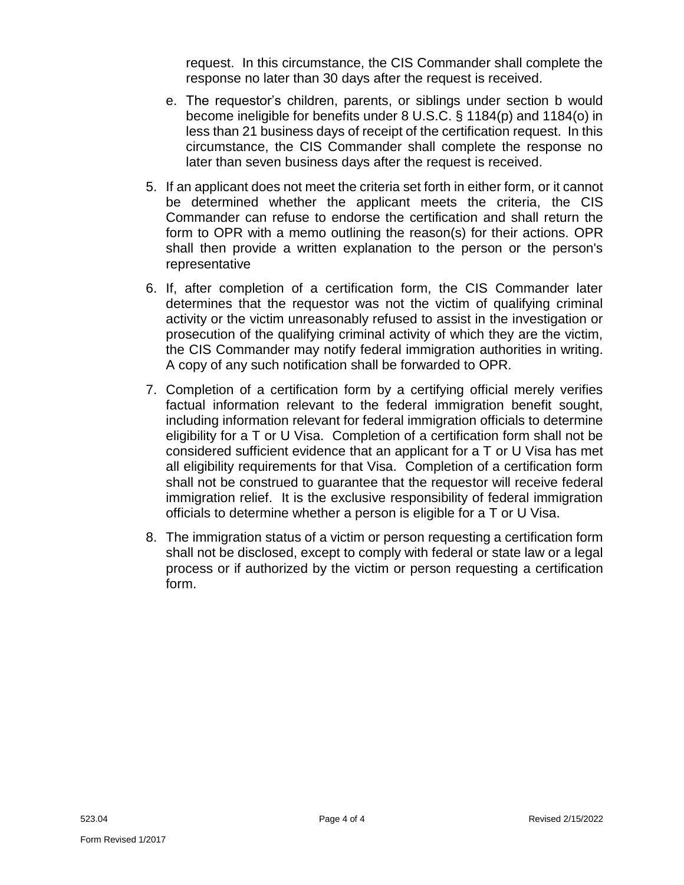request. In this circumstance, the CIS Commander shall complete the response no later than 30 days after the request is received.

  e. The requestor's children, parents, or siblings under section b would become ineligible for benefits under 8 U.S.C. § 1184(p) and 1184(o) in less than 21 business days of receipt of the certification request. In this circumstance, the CIS Commander shall complete the response no later than seven business days after the request is received.

5. If an applicant does not meet the criteria set forth in either form, or it cannot be determined whether the applicant meets the criteria, the CIS Commander can refuse to endorse the certification and shall return the form to OPR with a memo outlining the reason(s) for their actions. OPR shall then provide a written explanation to the person or the person's representative

6. If, after completion of a certification form, the CIS Commander later determines that the requestor was not the victim of qualifying criminal activity or the victim unreasonably refused to assist in the investigation or prosecution of the qualifying criminal activity of which they are the victim, the CIS Commander may notify federal immigration authorities in writing. A copy of any such notification shall be forwarded to OPR.

7. Completion of a certification form by a certifying official merely verifies factual information relevant to the federal immigration benefit sought, including information relevant for federal immigration officials to determine eligibility for a T or U Visa. Completion of a certification form shall not be considered sufficient evidence that an applicant for a T or U Visa has met all eligibility requirements for that Visa. Completion of a certification form shall not be construed to guarantee that the requestor will receive federal immigration relief. It is the exclusive responsibility of federal immigration officials to determine whether a person is eligible for a T or U Visa.

8. The immigration status of a victim or person requesting a certification form shall not be disclosed, except to comply with federal or state law or a legal process or if authorized by the victim or person requesting a certification form.